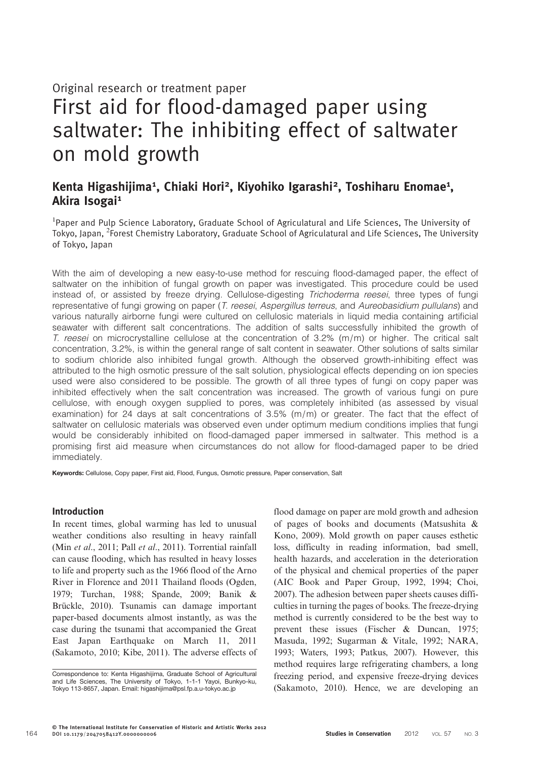Original research or treatment paper

# First aid for flood-damaged paper using saltwater: The inhibiting effect of saltwater on mold growth

**Kenta Higashijima[1], Chiaki Hori[2], Kiyohiko Igarashi[2], Toshiharu Enomae[1], Akira Isogai[1]**

[1]Paper and Pulp Science Laboratory, Graduate School of Agriculatural and Life Sciences, The University of Tokyo, Japan, [2]Forest Chemistry Laboratory, Graduate School of Agriculatural and Life Sciences, The University of Tokyo, Japan

With the aim of developing a new easy-to-use method for rescuing flood-damaged paper, the effect of saltwater on the inhibition of fungal growth on paper was investigated. This procedure could be used instead of, or assisted by freeze drying. Cellulose-digesting *Trichoderma reesei*, three types of fungi representative of fungi growing on paper (*T. reesei*, *Aspergillus terreus*, and *Aureobasidium pullulans*) and various naturally airborne fungi were cultured on cellulosic materials in liquid media containing artificial seawater with different salt concentrations. The addition of salts successfully inhibited the growth of *T. reesei* on microcrystalline cellulose at the concentration of 3.2% (m/m) or higher. The critical salt concentration, 3.2%, is within the general range of salt content in seawater. Other solutions of salts similar to sodium chloride also inhibited fungal growth. Although the observed growth-inhibiting effect was attributed to the high osmotic pressure of the salt solution, physiological effects depending on ion species used were also considered to be possible. The growth of all three types of fungi on copy paper was inhibited effectively when the salt concentration was increased. The growth of various fungi on pure cellulose, with enough oxygen supplied to pores, was completely inhibited (as assessed by visual examination) for 24 days at salt concentrations of 3.5% (m/m) or greater. The fact that the effect of saltwater on cellulosic materials was observed even under optimum medium conditions implies that fungi would be considerably inhibited on flood-damaged paper immersed in saltwater. This method is a promising first aid measure when circumstances do not allow for flood-damaged paper to be dried immediately.

**Keywords:** Cellulose, Copy paper, First aid, Flood, Fungus, Osmotic pressure, Paper conservation, Salt

## Introduction

In recent times, global warming has led to unusual weather conditions also resulting in heavy rainfall (Min *et al*., 2011; Pall *et al*., 2011). Torrential rainfall can cause flooding, which has resulted in heavy losses to life and property such as the 1966 flood of the Arno River in Florence and 2011 Thailand floods (Ogden, 1979; Turchan, 1988; Spande, 2009; Banik & Brückle, 2010). Tsunamis can damage important paper-based documents almost instantly, as was the case during the tsunami that accompanied the Great East Japan Earthquake on March 11, 2011 (Sakamoto, 2010; Kibe, 2011). The adverse effects of flood damage on paper are mold growth and adhesion of pages of books and documents (Matsushita & Kono, 2009). Mold growth on paper causes esthetic loss, difficulty in reading information, bad smell, health hazards, and acceleration in the deterioration of the physical and chemical properties of the paper (AIC Book and Paper Group, 1992, 1994; Choi, 2007). The adhesion between paper sheets causes difficulties in turning the pages of books. The freeze-drying method is currently considered to be the best way to prevent these issues (Fischer & Duncan, 1975; Masuda, 1992; Sugarman & Vitale, 1992; NARA, 1993; Waters, 1993; Patkus, 2007). However, this method requires large refrigerating chambers, a long freezing period, and expensive freeze-drying devices (Sakamoto, 2010). Hence, we are developing an

Correspondence to: Kenta Higashijima, Graduate School of Agricultural and Life Sciences, The University of Tokyo, 1-1-1 Yayoi, Bunkyo-ku, Tokyo 113-8657, Japan. Email: higashijima@psl.fp.a.u-tokyo.ac.jp

© The International Institute for Conservation of Historic and Artistic Works 2012
DOI 10.1179/2047058412Y.0000000006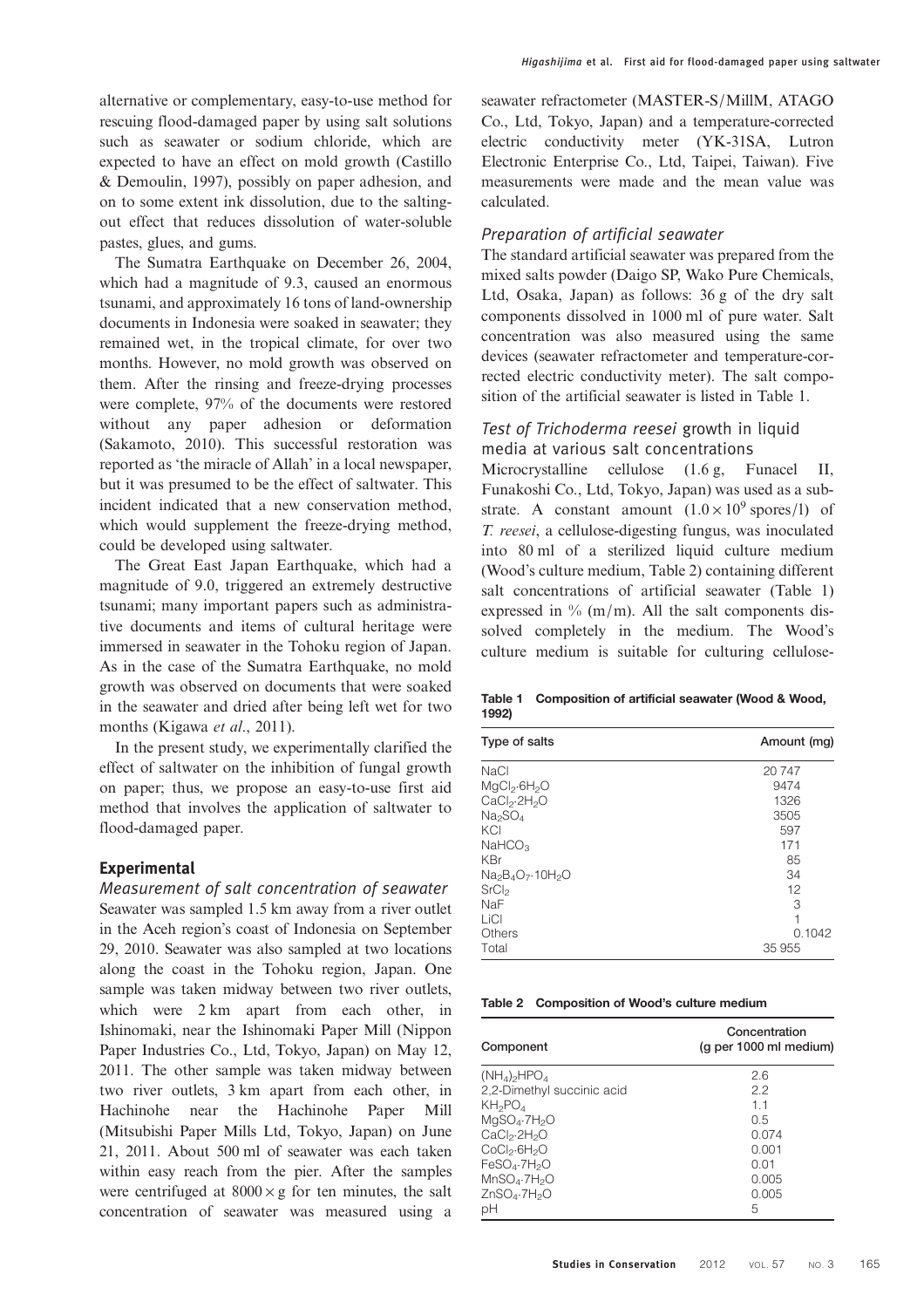alternative or complementary, easy-to-use method for rescuing flood-damaged paper by using salt solutions such as seawater or sodium chloride, which are expected to have an effect on mold growth (Castillo & Demoulin, 1997), possibly on paper adhesion, and on to some extent ink dissolution, due to the salting-out effect that reduces dissolution of water-soluble pastes, glues, and gums.

The Sumatra Earthquake on December 26, 2004, which had a magnitude of 9.3, caused an enormous tsunami, and approximately 16 tons of land-ownership documents in Indonesia were soaked in seawater; they remained wet, in the tropical climate, for over two months. However, no mold growth was observed on them. After the rinsing and freeze-drying processes were complete, 97% of the documents were restored without any paper adhesion or deformation (Sakamoto, 2010). This successful restoration was reported as 'the miracle of Allah' in a local newspaper, but it was presumed to be the effect of saltwater. This incident indicated that a new conservation method, which would supplement the freeze-drying method, could be developed using saltwater.

The Great East Japan Earthquake, which had a magnitude of 9.0, triggered an extremely destructive tsunami; many important papers such as administrative documents and items of cultural heritage were immersed in seawater in the Tohoku region of Japan. As in the case of the Sumatra Earthquake, no mold growth was observed on documents that were soaked in the seawater and dried after being left wet for two months (Kigawa *et al*., 2011).

In the present study, we experimentally clarified the effect of saltwater on the inhibition of fungal growth on paper; thus, we propose an easy-to-use first aid method that involves the application of saltwater to flood-damaged paper.

## Experimental

### Measurement of salt concentration of seawater

Seawater was sampled 1.5 km away from a river outlet in the Aceh region's coast of Indonesia on September 29, 2010. Seawater was also sampled at two locations along the coast in the Tohoku region, Japan. One sample was taken midway between two river outlets, which were 2 km apart from each other, in Ishinomaki, near the Ishinomaki Paper Mill (Nippon Paper Industries Co., Ltd, Tokyo, Japan) on May 12, 2011. The other sample was taken midway between two river outlets, 3 km apart from each other, in Hachinohe near the Hachinohe Paper Mill (Mitsubishi Paper Mills Ltd, Tokyo, Japan) on June 21, 2011. About 500 ml of seawater was each taken within easy reach from the pier. After the samples were centrifuged at $8000 \times g$ for ten minutes, the salt concentration of seawater was measured using a seawater refractometer (MASTER-S/MillM, ATAGO Co., Ltd, Tokyo, Japan) and a temperature-corrected electric conductivity meter (YK-31SA, Lutron Electronic Enterprise Co., Ltd, Taipei, Taiwan). Five measurements were made and the mean value was calculated.

### Preparation of artificial seawater

The standard artificial seawater was prepared from the mixed salts powder (Daigo SP, Wako Pure Chemicals, Ltd, Osaka, Japan) as follows: 36 g of the dry salt components dissolved in 1000 ml of pure water. Salt concentration was also measured using the same devices (seawater refractometer and temperature-corrected electric conductivity meter). The salt composition of the artificial seawater is listed in Table 1.

### Test of *Trichoderma reesei* growth in liquid media at various salt concentrations

Microcrystalline cellulose (1.6 g, Funacel II, Funakoshi Co., Ltd, Tokyo, Japan) was used as a substrate. A constant amount ($1.0 \times 10^9$ spores/l) of *T. reesei*, a cellulose-digesting fungus, was inoculated into 80 ml of a sterilized liquid culture medium (Wood's culture medium, Table 2) containing different salt concentrations of artificial seawater (Table 1) expressed in % (m/m). All the salt components dissolved completely in the medium. The Wood's culture medium is suitable for culturing cellulose-

**Table 1 Composition of artificial seawater (Wood & Wood, 1992)**

| Type of salts | Amount (mg) |
|---|---|
| NaCl | 20 747 |
| $MgCl_2 \cdot 6H_2O$ | 9474 |
| $CaCl_2 \cdot 2H_2O$ | 1326 |
| $Na_2SO_4$ | 3505 |
| KCl | 597 |
| $NaHCO_3$ | 171 |
| KBr | 85 |
| $Na_2B_4O_7 \cdot 10H_2O$ | 34 |
| $SrCl_2$ | 12 |
| NaF | 3 |
| LiCl | 1 |
| Others | 0.1042 |
| Total | 35 955 |

**Table 2 Composition of Wood's culture medium**

| Component | Concentration (g per 1000 ml medium) |
|---|---|
| $(NH_4)_2HPO_4$ | 2.6 |
| 2,2-Dimethyl succinic acid | 2.2 |
| $KH_2PO_4$ | 1.1 |
| $MgSO_4 \cdot 7H_2O$ | 0.5 |
| $CaCl_2 \cdot 2H_2O$ | 0.074 |
| $CoCl_2 \cdot 6H_2O$ | 0.001 |
| $FeSO_4 \cdot 7H_2O$ | 0.01 |
| $MnSO_4 \cdot 7H_2O$ | 0.005 |
| $ZnSO_4 \cdot 7H_2O$ | 0.005 |
| pH | 5 |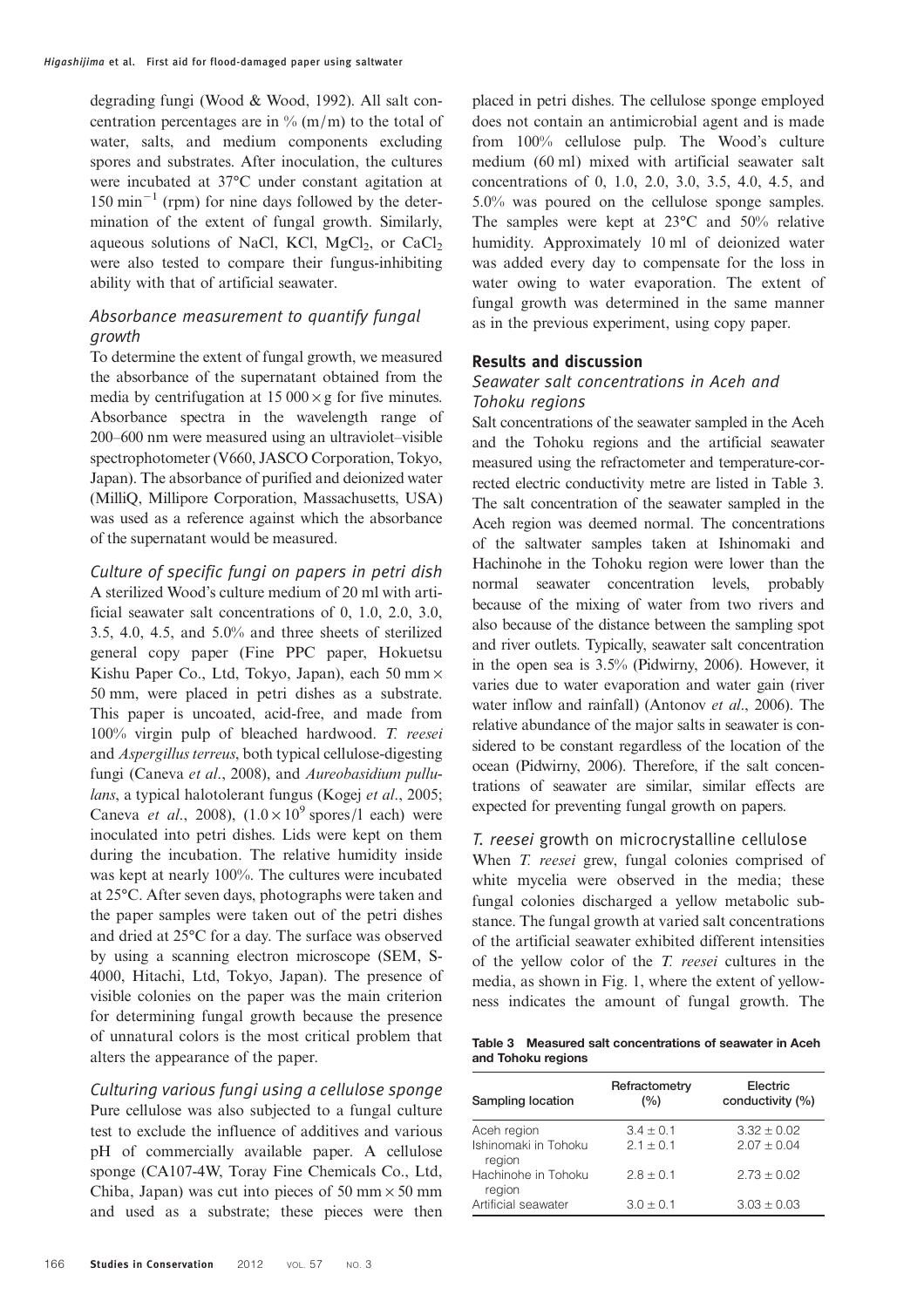degrading fungi (Wood & Wood, 1992). All salt concentration percentages are in % (m/m) to the total of water, salts, and medium components excluding spores and substrates. After inoculation, the cultures were incubated at 37°C under constant agitation at 150 $min^{-1}$ (rpm) for nine days followed by the determination of the extent of fungal growth. Similarly, aqueous solutions of NaCl, KCl, $MgCl_2$, or $CaCl_2$ were also tested to compare their fungus-inhibiting ability with that of artificial seawater.

### Absorbance measurement to quantify fungal growth

To determine the extent of fungal growth, we measured the absorbance of the supernatant obtained from the media by centrifugation at 15 000 × g for five minutes. Absorbance spectra in the wavelength range of 200–600 nm were measured using an ultraviolet–visible spectrophotometer (V660, JASCO Corporation, Tokyo, Japan). The absorbance of purified and deionized water (MilliQ, Millipore Corporation, Massachusetts, USA) was used as a reference against which the absorbance of the supernatant would be measured.

### Culture of specific fungi on papers in petri dish

A sterilized Wood's culture medium of 20 ml with artificial seawater salt concentrations of 0, 1.0, 2.0, 3.0, 3.5, 4.0, 4.5, and 5.0% and three sheets of sterilized general copy paper (Fine PPC paper, Hokuetsu Kishu Paper Co., Ltd, Tokyo, Japan), each 50 mm × 50 mm, were placed in petri dishes as a substrate. This paper is uncoated, acid-free, and made from 100% virgin pulp of bleached hardwood. *T. reesei* and *Aspergillus terreus*, both typical cellulose-digesting fungi (Caneva *et al*., 2008), and *Aureobasidium pullulans*, a typical halotolerant fungus (Kogej *et al*., 2005; Caneva *et al*., 2008), ($1.0 \times 10^9$ spores/l each) were inoculated into petri dishes. Lids were kept on them during the incubation. The relative humidity inside was kept at nearly 100%. The cultures were incubated at 25°C. After seven days, photographs were taken and the paper samples were taken out of the petri dishes and dried at 25°C for a day. The surface was observed by using a scanning electron microscope (SEM, S-4000, Hitachi, Ltd, Tokyo, Japan). The presence of visible colonies on the paper was the main criterion for determining fungal growth because the presence of unnatural colors is the most critical problem that alters the appearance of the paper.

### Culturing various fungi using a cellulose sponge

Pure cellulose was also subjected to a fungal culture test to exclude the influence of additives and various pH of commercially available paper. A cellulose sponge (CA107-4W, Toray Fine Chemicals Co., Ltd, Chiba, Japan) was cut into pieces of 50 mm × 50 mm and used as a substrate; these pieces were then placed in petri dishes. The cellulose sponge employed does not contain an antimicrobial agent and is made from 100% cellulose pulp. The Wood's culture medium (60 ml) mixed with artificial seawater salt concentrations of 0, 1.0, 2.0, 3.0, 3.5, 4.0, 4.5, and 5.0% was poured on the cellulose sponge samples. The samples were kept at 23°C and 50% relative humidity. Approximately 10 ml of deionized water was added every day to compensate for the loss in water owing to water evaporation. The extent of fungal growth was determined in the same manner as in the previous experiment, using copy paper.

## Results and discussion

### Seawater salt concentrations in Aceh and Tohoku regions

Salt concentrations of the seawater sampled in the Aceh and the Tohoku regions and the artificial seawater measured using the refractometer and temperature-corrected electric conductivity metre are listed in Table 3. The salt concentration of the seawater sampled in the Aceh region was deemed normal. The concentrations of the saltwater samples taken at Ishinomaki and Hachinohe in the Tohoku region were lower than the normal seawater concentration levels, probably because of the mixing of water from two rivers and also because of the distance between the sampling spot and river outlets. Typically, seawater salt concentration in the open sea is 3.5% (Pidwirny, 2006). However, it varies due to water evaporation and water gain (river water inflow and rainfall) (Antonov *et al*., 2006). The relative abundance of the major salts in seawater is considered to be constant regardless of the location of the ocean (Pidwirny, 2006). Therefore, if the salt concentrations of seawater are similar, similar effects are expected for preventing fungal growth on papers.

### *T. reesei* growth on microcrystalline cellulose

When *T. reesei* grew, fungal colonies comprised of white mycelia were observed in the media; these fungal colonies discharged a yellow metabolic substance. The fungal growth at varied salt concentrations of the artificial seawater exhibited different intensities of the yellow color of the *T. reesei* cultures in the media, as shown in Fig. 1, where the extent of yellowness indicates the amount of fungal growth. The

**Table 3 Measured salt concentrations of seawater in Aceh and Tohoku regions**

| Sampling location | Refractometry (%) | Electric conductivity (%) |
|---|---|---|
| Aceh region | 3.4 ± 0.1 | 3.32 ± 0.02 |
| Ishinomaki in Tohoku region | 2.1 ± 0.1 | 2.07 ± 0.04 |
| Hachinohe in Tohoku region | 2.8 ± 0.1 | 2.73 ± 0.02 |
| Artificial seawater | 3.0 ± 0.1 | 3.03 ± 0.03 |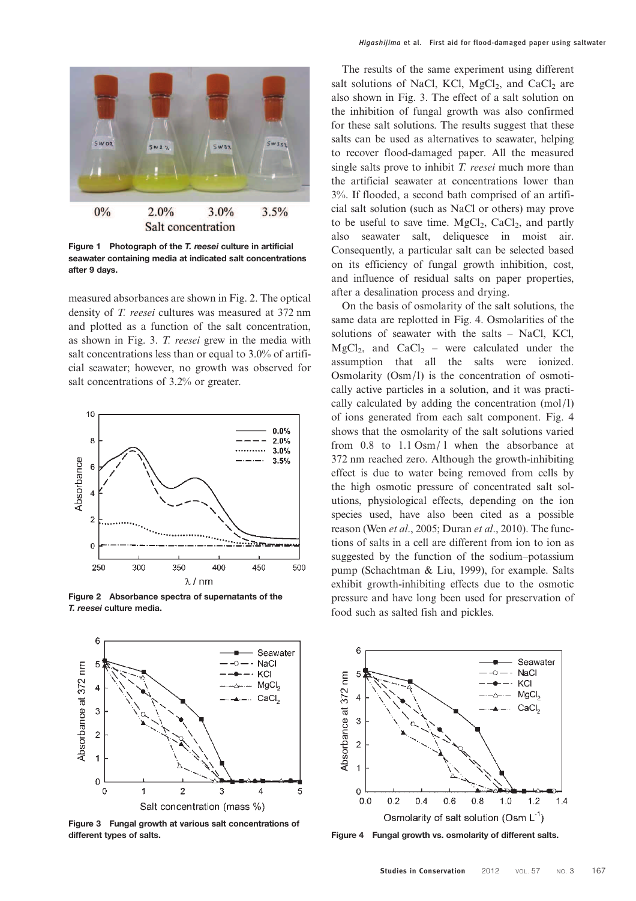Figure 1 Photograph of the *T. reesei* culture in artificial seawater containing media at indicated salt concentrations after 9 days.

measured absorbances are shown in Fig. 2. The optical density of *T. reesei* cultures was measured at 372 nm and plotted as a function of the salt concentration, as shown in Fig. 3. *T. reesei* grew in the media with salt concentrations less than or equal to 3.0% of artificial seawater; however, no growth was observed for salt concentrations of 3.2% or greater.

Figure 2 Absorbance spectra of supernatants of the *T. reesei* culture media.

Figure 3 Fungal growth at various salt concentrations of different types of salts.

The results of the same experiment using different salt solutions of NaCl, KCl, $MgCl_2$, and $CaCl_2$ are also shown in Fig. 3. The effect of a salt solution on the inhibition of fungal growth was also confirmed for these salt solutions. The results suggest that these salts can be used as alternatives to seawater, helping to recover flood-damaged paper. All the measured single salts prove to inhibit *T. reesei* much more than the artificial seawater at concentrations lower than 3%. If flooded, a second bath comprised of an artificial salt solution (such as NaCl or others) may prove to be useful to save time. $MgCl_2$, $CaCl_2$, and partly also seawater salt, deliquesce in moist air. Consequently, a particular salt can be selected based on its efficiency of fungal growth inhibition, cost, and influence of residual salts on paper properties, after a desalination process and drying.

On the basis of osmolarity of the salt solutions, the same data are replotted in Fig. 4. Osmolarities of the solutions of seawater with the salts – NaCl, KCl, $MgCl_2$, and $CaCl_2$ – were calculated under the assumption that all the salts were ionized. Osmolarity (Osm/l) is the concentration of osmotically active particles in a solution, and it was practically calculated by adding the concentration (mol/l) of ions generated from each salt component. Fig. 4 shows that the osmolarity of the salt solutions varied from 0.8 to 1.1 Osm/l when the absorbance at 372 nm reached zero. Although the growth-inhibiting effect is due to water being removed from cells by the high osmotic pressure of concentrated salt solutions, physiological effects, depending on the ion species used, have also been cited as a possible reason (Wen *et al*., 2005; Duran *et al*., 2010). The functions of salts in a cell are different from ion to ion as suggested by the function of the sodium–potassium pump (Schachtman & Liu, 1999), for example. Salts exhibit growth-inhibiting effects due to the osmotic pressure and have long been used for preservation of food such as salted fish and pickles.

Figure 4 Fungal growth vs. osmolarity of different salts.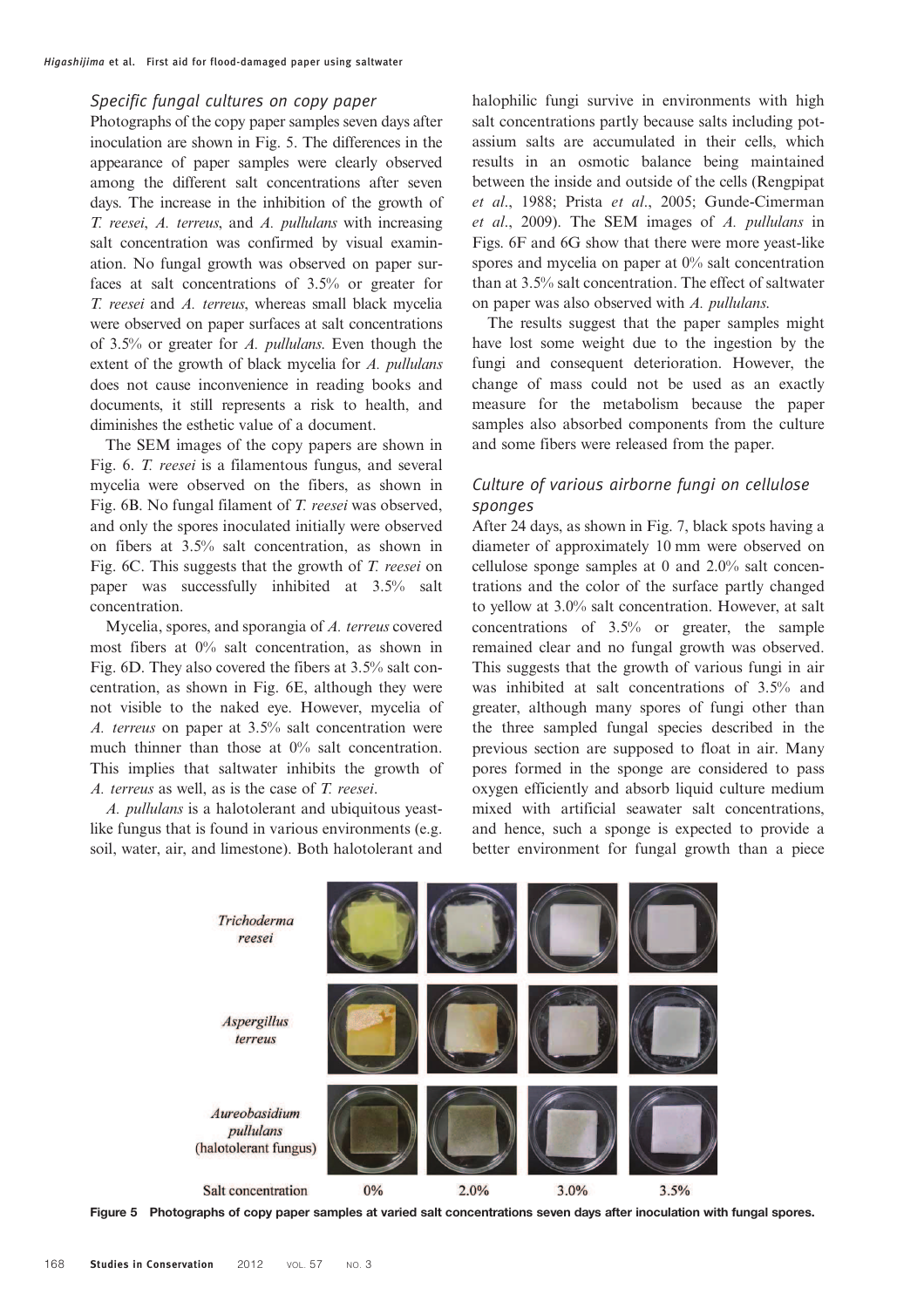### Specific fungal cultures on copy paper

Photographs of the copy paper samples seven days after inoculation are shown in Fig. 5. The differences in the appearance of paper samples were clearly observed among the different salt concentrations after seven days. The increase in the inhibition of the growth of *T. reesei*, *A. terreus*, and *A. pullulans* with increasing salt concentration was confirmed by visual examination. No fungal growth was observed on paper surfaces at salt concentrations of 3.5% or greater for *T. reesei* and *A. terreus*, whereas small black mycelia were observed on paper surfaces at salt concentrations of 3.5% or greater for *A. pullulans*. Even though the extent of the growth of black mycelia for *A. pullulans* does not cause inconvenience in reading books and documents, it still represents a risk to health, and diminishes the esthetic value of a document.

The SEM images of the copy papers are shown in Fig. 6. *T. reesei* is a filamentous fungus, and several mycelia were observed on the fibers, as shown in Fig. 6B. No fungal filament of *T. reesei* was observed, and only the spores inoculated initially were observed on fibers at 3.5% salt concentration, as shown in Fig. 6C. This suggests that the growth of *T. reesei* on paper was successfully inhibited at 3.5% salt concentration.

Mycelia, spores, and sporangia of *A. terreus* covered most fibers at 0% salt concentration, as shown in Fig. 6D. They also covered the fibers at 3.5% salt concentration, as shown in Fig. 6E, although they were not visible to the naked eye. However, mycelia of *A. terreus* on paper at 3.5% salt concentration were much thinner than those at 0% salt concentration. This implies that saltwater inhibits the growth of *A. terreus* as well, as is the case of *T. reesei*.

*A. pullulans* is a halotolerant and ubiquitous yeast-like fungus that is found in various environments (e.g. soil, water, air, and limestone). Both halotolerant and halophilic fungi survive in environments with high salt concentrations partly because salts including potassium salts are accumulated in their cells, which results in an osmotic balance being maintained between the inside and outside of the cells (Rengpipat *et al*., 1988; Prista *et al*., 2005; Gunde-Cimerman *et al*., 2009). The SEM images of *A. pullulans* in Figs. 6F and 6G show that there were more yeast-like spores and mycelia on paper at 0% salt concentration than at 3.5% salt concentration. The effect of saltwater on paper was also observed with *A. pullulans*.

The results suggest that the paper samples might have lost some weight due to the ingestion by the fungi and consequent deterioration. However, the change of mass could not be used as an exactly measure for the metabolism because the paper samples also absorbed components from the culture and some fibers were released from the paper.

### Culture of various airborne fungi on cellulose sponges

After 24 days, as shown in Fig. 7, black spots having a diameter of approximately 10 mm were observed on cellulose sponge samples at 0 and 2.0% salt concentrations and the color of the surface partly changed to yellow at 3.0% salt concentration. However, at salt concentrations of 3.5% or greater, the sample remained clear and no fungal growth was observed. This suggests that the growth of various fungi in air was inhibited at salt concentrations of 3.5% and greater, although many spores of fungi other than the three sampled fungal species described in the previous section are supposed to float in air. Many pores formed in the sponge are considered to pass oxygen efficiently and absorb liquid culture medium mixed with artificial seawater salt concentrations, and hence, such a sponge is expected to provide a better environment for fungal growth than a piece

**Figure 5** Photographs of copy paper samples at varied salt concentrations seven days after inoculation with fungal spores.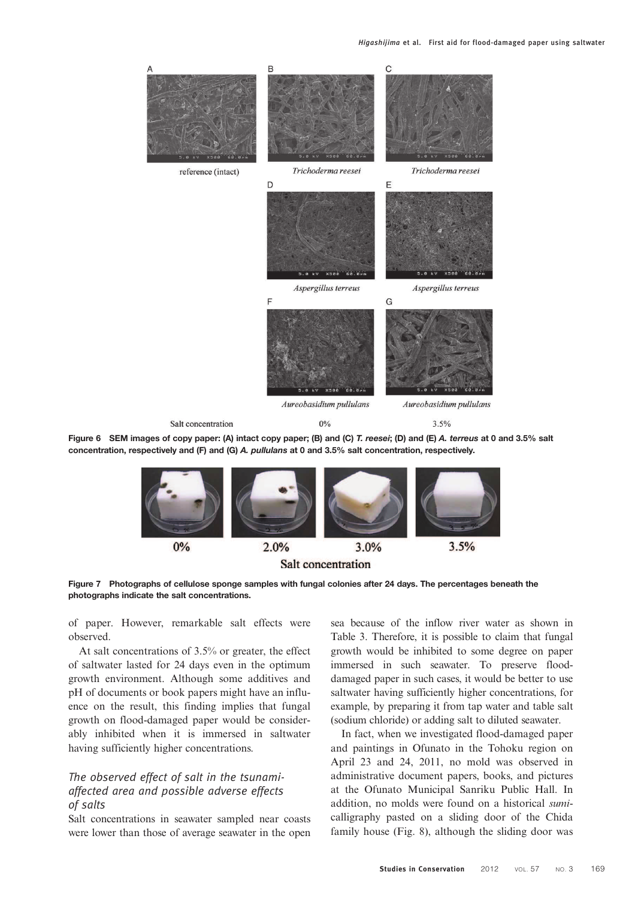Figure 6 SEM images of copy paper: (A) intact copy paper; (B) and (C) *T. reesei*; (D) and (E) *A. terreus* at 0 and 3.5% salt concentration, respectively and (F) and (G) *A. pullulans* at 0 and 3.5% salt concentration, respectively.

Figure 7 Photographs of cellulose sponge samples with fungal colonies after 24 days. The percentages beneath the photographs indicate the salt concentrations.

of paper. However, remarkable salt effects were observed.

At salt concentrations of 3.5% or greater, the effect of saltwater lasted for 24 days even in the optimum growth environment. Although some additives and pH of documents or book papers might have an influence on the result, this finding implies that fungal growth on flood-damaged paper would be considerably inhibited when it is immersed in saltwater having sufficiently higher concentrations.

### *The observed effect of salt in the tsunami-affected area and possible adverse effects of salts*

Salt concentrations in seawater sampled near coasts were lower than those of average seawater in the open sea because of the inflow river water as shown in Table 3. Therefore, it is possible to claim that fungal growth would be inhibited to some degree on paper immersed in such seawater. To preserve flood-damaged paper in such cases, it would be better to use saltwater having sufficiently higher concentrations, for example, by preparing it from tap water and table salt (sodium chloride) or adding salt to diluted seawater.

In fact, when we investigated flood-damaged paper and paintings in Ofunato in the Tohoku region on April 23 and 24, 2011, no mold was observed in administrative document papers, books, and pictures at the Ofunato Municipal Sanriku Public Hall. In addition, no molds were found on a historical *sumi*-calligraphy pasted on a sliding door of the Chida family house (Fig. 8), although the sliding door was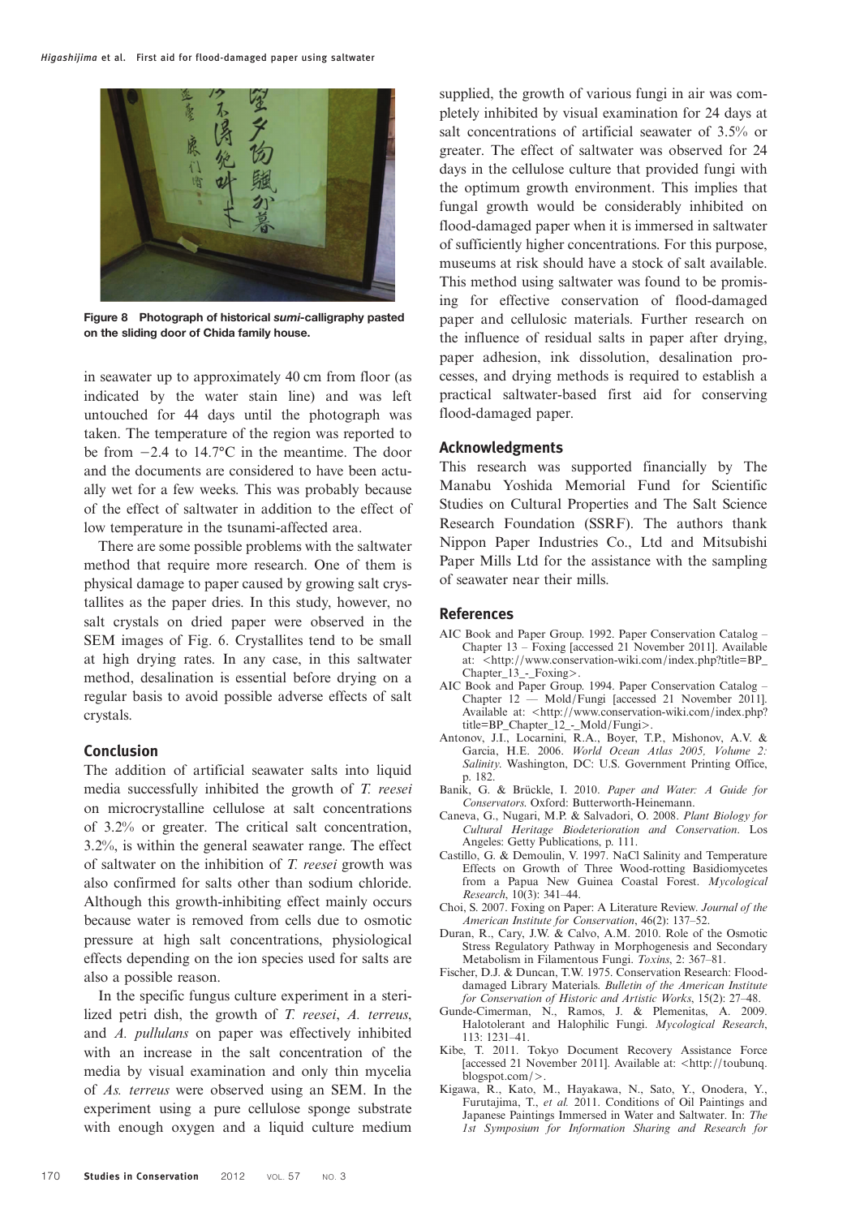Figure 8 Photograph of historical *sumi*-calligraphy pasted on the sliding door of Chida family house.

in seawater up to approximately 40 cm from floor (as indicated by the water stain line) and was left untouched for 44 days until the photograph was taken. The temperature of the region was reported to be from −2.4 to 14.7°C in the meantime. The door and the documents are considered to have been actually wet for a few weeks. This was probably because of the effect of saltwater in addition to the effect of low temperature in the tsunami-affected area.

There are some possible problems with the saltwater method that require more research. One of them is physical damage to paper caused by growing salt crystallites as the paper dries. In this study, however, no salt crystals on dried paper were observed in the SEM images of Fig. 6. Crystallites tend to be small at high drying rates. In any case, in this saltwater method, desalination is essential before drying on a regular basis to avoid possible adverse effects of salt crystals.

## Conclusion

The addition of artificial seawater salts into liquid media successfully inhibited the growth of *T. reesei* on microcrystalline cellulose at salt concentrations of 3.2% or greater. The critical salt concentration, 3.2%, is within the general seawater range. The effect of saltwater on the inhibition of *T. reesei* growth was also confirmed for salts other than sodium chloride. Although this growth-inhibiting effect mainly occurs because water is removed from cells due to osmotic pressure at high salt concentrations, physiological effects depending on the ion species used for salts are also a possible reason.

In the specific fungus culture experiment in a sterilized petri dish, the growth of *T. reesei*, *A. terreus*, and *A. pullulans* on paper was effectively inhibited with an increase in the salt concentration of the media by visual examination and only thin mycelia of *As. terreus* were observed using an SEM. In the experiment using a pure cellulose sponge substrate with enough oxygen and a liquid culture medium supplied, the growth of various fungi in air was completely inhibited by visual examination for 24 days at salt concentrations of artificial seawater of 3.5% or greater. The effect of saltwater was observed for 24 days in the cellulose culture that provided fungi with the optimum growth environment. This implies that fungal growth would be considerably inhibited on flood-damaged paper when it is immersed in saltwater of sufficiently higher concentrations. For this purpose, museums at risk should have a stock of salt available. This method using saltwater was found to be promising for effective conservation of flood-damaged paper and cellulosic materials. Further research on the influence of residual salts in paper after drying, paper adhesion, ink dissolution, desalination processes, and drying methods is required to establish a practical saltwater-based first aid for conserving flood-damaged paper.

## Acknowledgments

This research was supported financially by The Manabu Yoshida Memorial Fund for Scientific Studies on Cultural Properties and The Salt Science Research Foundation (SSRF). The authors thank Nippon Paper Industries Co., Ltd and Mitsubishi Paper Mills Ltd for the assistance with the sampling of seawater near their mills.

## References

AIC Book and Paper Group. 1992. Paper Conservation Catalog – Chapter 13 – Foxing [accessed 21 November 2011]. Available at: <http://www.conservation-wiki.com/index.php?title=BP_Chapter_13_-_Foxing>.

AIC Book and Paper Group. 1994. Paper Conservation Catalog – Chapter 12 — Mold/Fungi [accessed 21 November 2011]. Available at: <http://www.conservation-wiki.com/index.php?title=BP_Chapter_12_-_Mold/Fungi>.

Antonov, J.I., Locarnini, R.A., Boyer, T.P., Mishonov, A.V. & Garcia, H.E. 2006. *World Ocean Atlas 2005, Volume 2: Salinity*. Washington, DC: U.S. Government Printing Office, p. 182.

Banik, G. & Brückle, I. 2010. *Paper and Water: A Guide for Conservators*. Oxford: Butterworth-Heinemann.

Caneva, G., Nugari, M.P. & Salvadori, O. 2008. *Plant Biology for Cultural Heritage Biodeterioration and Conservation*. Los Angeles: Getty Publications, p. 111.

Castillo, G. & Demoulin, V. 1997. NaCl Salinity and Temperature Effects on Growth of Three Wood-rotting Basidiomycetes from a Papua New Guinea Coastal Forest. *Mycological Research*, 10(3): 341–44.

Choi, S. 2007. Foxing on Paper: A Literature Review. *Journal of the American Institute for Conservation*, 46(2): 137–52.

Duran, R., Cary, J.W. & Calvo, A.M. 2010. Role of the Osmotic Stress Regulatory Pathway in Morphogenesis and Secondary Metabolism in Filamentous Fungi. *Toxins*, 2: 367–81.

Fischer, D.J. & Duncan, T.W. 1975. Conservation Research: Flood-damaged Library Materials. *Bulletin of the American Institute for Conservation of Historic and Artistic Works*, 15(2): 27–48.

Gunde-Cimerman, N., Ramos, J. & Plemenitas, A. 2009. Halotolerant and Halophilic Fungi. *Mycological Research*, 113: 1231–41.

Kibe, T. 2011. Tokyo Document Recovery Assistance Force [accessed 21 November 2011]. Available at: <http://toubunq.blogspot.com/>.

Kigawa, R., Kato, M., Hayakawa, N., Sato, Y., Onodera, Y., Furutajima, T., *et al.* 2011. Conditions of Oil Paintings and Japanese Paintings Immersed in Water and Saltwater. In: *The 1st Symposium for Information Sharing and Research for*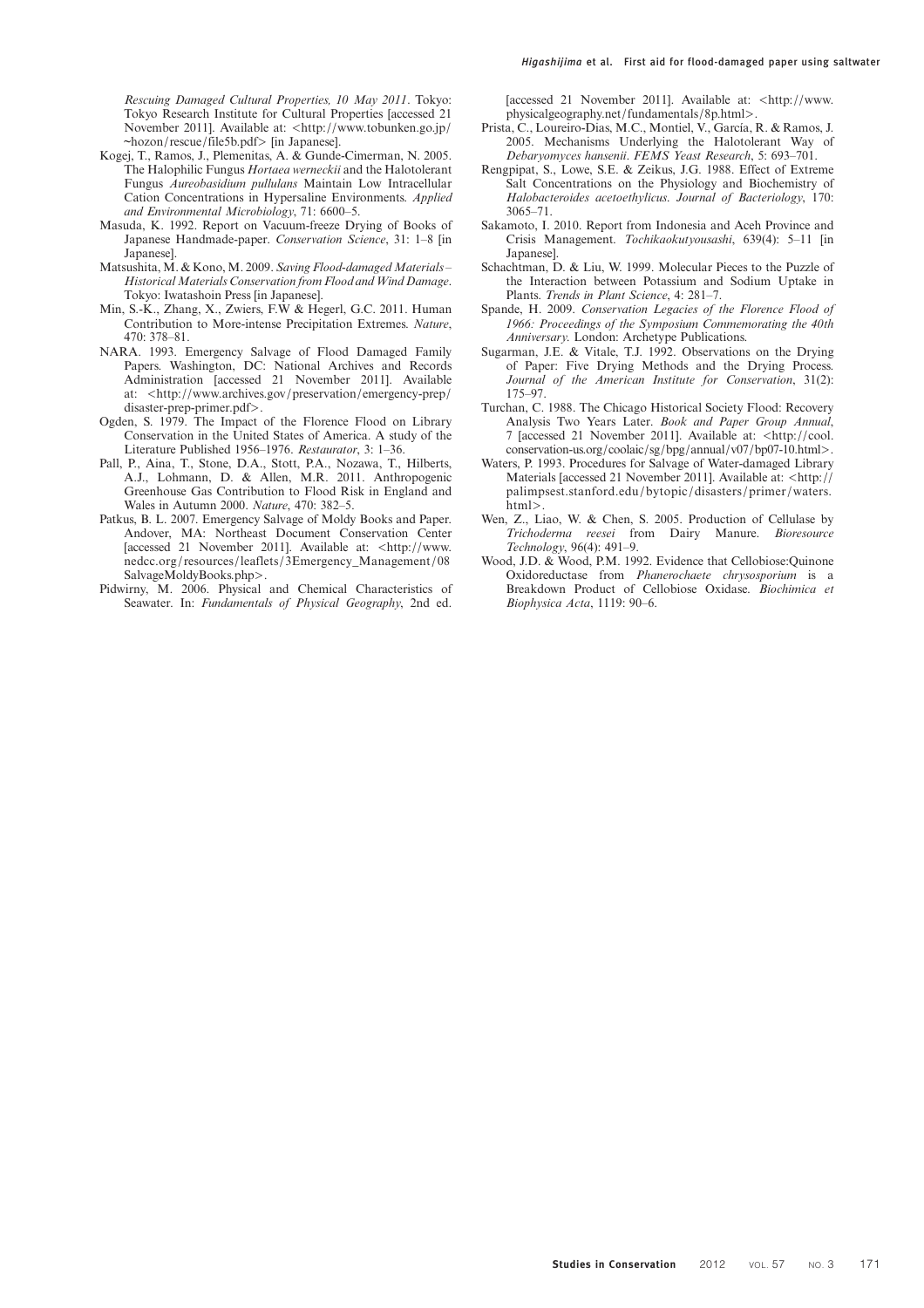*Rescuing Damaged Cultural Properties, 10 May 2011*. Tokyo: Tokyo Research Institute for Cultural Properties [accessed 21 November 2011]. Available at: <http://www.tobunken.go.jp/~hozon/rescue/file5b.pdf> [in Japanese].

Kogej, T., Ramos, J., Plemenitas, A. & Gunde-Cimerman, N. 2005. The Halophilic Fungus *Hortaea werneckii* and the Halotolerant Fungus *Aureobasidium pullulans* Maintain Low Intracellular Cation Concentrations in Hypersaline Environments. *Applied and Environmental Microbiology*, 71: 6600–5.

Masuda, K. 1992. Report on Vacuum-freeze Drying of Books of Japanese Handmade-paper. *Conservation Science*, 31: 1–8 [in Japanese].

Matsushita, M. & Kono, M. 2009. *Saving Flood-damaged Materials – Historical Materials Conservation from Flood and Wind Damage*. Tokyo: Iwatashoin Press [in Japanese].

Min, S.-K., Zhang, X., Zwiers, F.W & Hegerl, G.C. 2011. Human Contribution to More-intense Precipitation Extremes. *Nature*, 470: 378–81.

NARA. 1993. Emergency Salvage of Flood Damaged Family Papers. Washington, DC: National Archives and Records Administration [accessed 21 November 2011]. Available at: <http://www.archives.gov/preservation/emergency-prep/disaster-prep-primer.pdf>.

Ogden, S. 1979. The Impact of the Florence Flood on Library Conservation in the United States of America. A study of the Literature Published 1956–1976. *Restaurator*, 3: 1–36.

Pall, P., Aina, T., Stone, D.A., Stott, P.A., Nozawa, T., Hilberts, A.J., Lohmann, D. & Allen, M.R. 2011. Anthropogenic Greenhouse Gas Contribution to Flood Risk in England and Wales in Autumn 2000. *Nature*, 470: 382–5.

Patkus, B. L. 2007. Emergency Salvage of Moldy Books and Paper. Andover, MA: Northeast Document Conservation Center [accessed 21 November 2011]. Available at: <http://www.nedcc.org/resources/leaflets/3Emergency_Management/08SalvageMoldyBooks.php>.

Pidwirny, M. 2006. Physical and Chemical Characteristics of Seawater. In: *Fundamentals of Physical Geography*, 2nd ed. [accessed 21 November 2011]. Available at: <http://www.physicalgeography.net/fundamentals/8p.html>.

Prista, C., Loureiro-Dias, M.C., Montiel, V., García, R. & Ramos, J. 2005. Mechanisms Underlying the Halotolerant Way of *Debaryomyces hansenii*. *FEMS Yeast Research*, 5: 693–701.

Rengpipat, S., Lowe, S.E. & Zeikus, J.G. 1988. Effect of Extreme Salt Concentrations on the Physiology and Biochemistry of *Halobacteroides acetoethylicus*. *Journal of Bacteriology*, 170: 3065–71.

Sakamoto, I. 2010. Report from Indonesia and Aceh Province and Crisis Management. *Tochikaokutyousashi*, 639(4): 5–11 [in Japanese].

Schachtman, D. & Liu, W. 1999. Molecular Pieces to the Puzzle of the Interaction between Potassium and Sodium Uptake in Plants. *Trends in Plant Science*, 4: 281–7.

Spande, H. 2009. *Conservation Legacies of the Florence Flood of 1966: Proceedings of the Symposium Commemorating the 40th Anniversary*. London: Archetype Publications.

Sugarman, J.E. & Vitale, T.J. 1992. Observations on the Drying of Paper: Five Drying Methods and the Drying Process. *Journal of the American Institute for Conservation*, 31(2): 175–97.

Turchan, C. 1988. The Chicago Historical Society Flood: Recovery Analysis Two Years Later. *Book and Paper Group Annual*, 7 [accessed 21 November 2011]. Available at: <http://cool.conservation-us.org/coolaic/sg/bpg/annual/v07/bp07-10.html>.

Waters, P. 1993. Procedures for Salvage of Water-damaged Library Materials [accessed 21 November 2011]. Available at: <http://palimpsest.stanford.edu/bytopic/disasters/primer/waters.html>.

Wen, Z., Liao, W. & Chen, S. 2005. Production of Cellulase by *Trichoderma reesei* from Dairy Manure. *Bioresource Technology*, 96(4): 491–9.

Wood, J.D. & Wood, P.M. 1992. Evidence that Cellobiose:Quinone Oxidoreductase from *Phanerochaete chrysosporium* is a Breakdown Product of Cellobiose Oxidase. *Biochimica et Biophysica Acta*, 1119: 90–6.